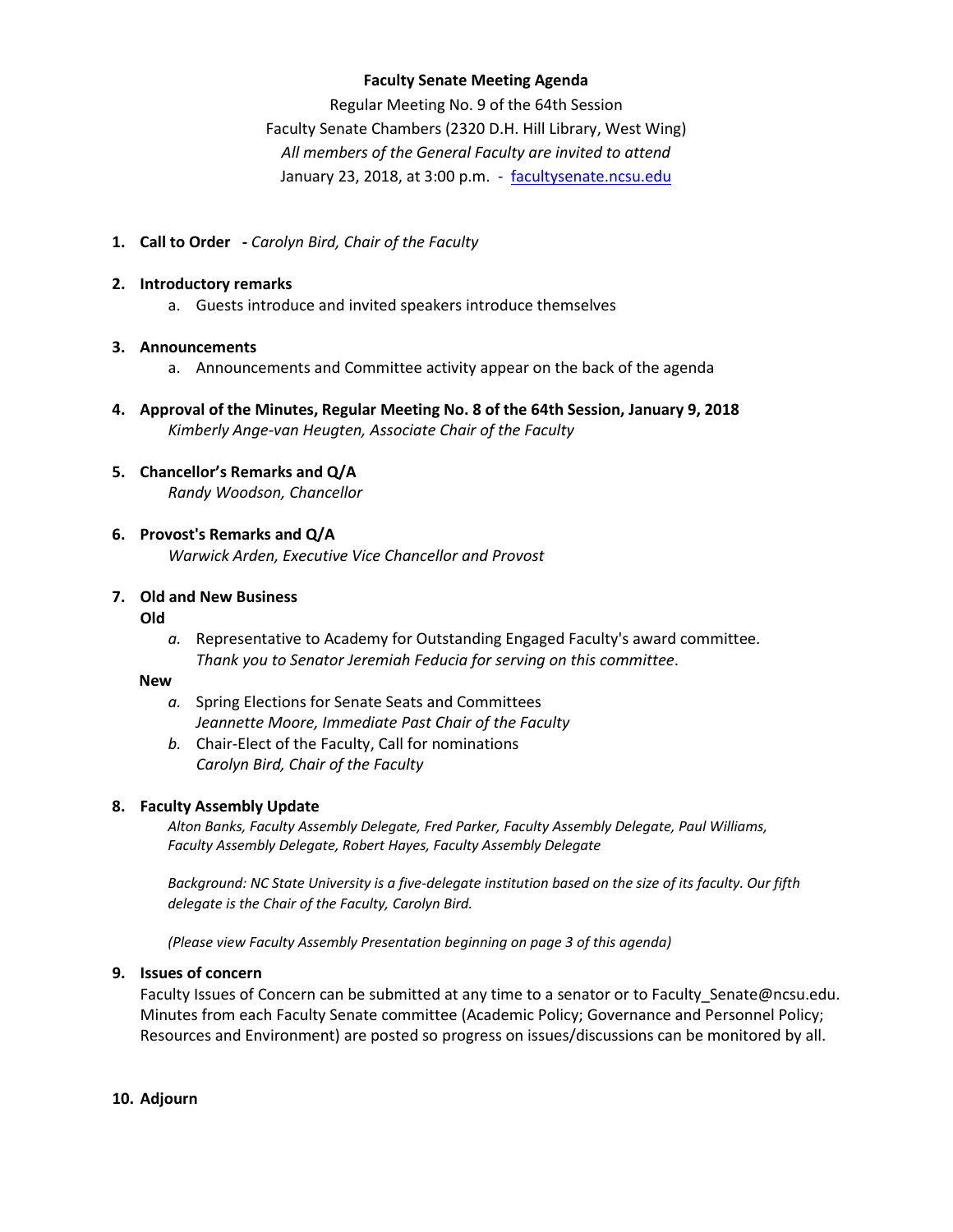# Faculty Senate Meeting Agenda

Regular Meeting No. 9 of the 64th Session
Faculty Senate Chambers (2320 D.H. Hill Library, West Wing)
*All members of the General Faculty are invited to attend*
January 23, 2018, at 3:00 p.m. - [facultysenate.ncsu.edu](facultysenate.ncsu.edu)

1. **Call to Order** **-** *Carolyn Bird, Chair of the Faculty*

2. **Introductory remarks**
   a. Guests introduce and invited speakers introduce themselves

3. **Announcements**
   a. Announcements and Committee activity appear on the back of the agenda

4. **Approval of the Minutes, Regular Meeting No. 8 of the 64th Session, January 9, 2018**
   *Kimberly Ange-van Heugten, Associate Chair of the Faculty*

5. **Chancellor's Remarks and Q/A**
   *Randy Woodson, Chancellor*

6. **Provost's Remarks and Q/A**
   *Warwick Arden, Executive Vice Chancellor and Provost*

7. **Old and New Business**

   **Old**

   *a.* Representative to Academy for Outstanding Engaged Faculty's award committee.
   *Thank you to Senator Jeremiah Feducia for serving on this committee*.

   **New**

   *a.* Spring Elections for Senate Seats and Committees
   *Jeannette Moore, Immediate Past Chair of the Faculty*

   *b.* Chair-Elect of the Faculty, Call for nominations
   *Carolyn Bird, Chair of the Faculty*

8. **Faculty Assembly Update**
   *Alton Banks, Faculty Assembly Delegate, Fred Parker, Faculty Assembly Delegate, Paul Williams, Faculty Assembly Delegate, Robert Hayes, Faculty Assembly Delegate*

   *Background: NC State University is a five-delegate institution based on the size of its faculty. Our fifth delegate is the Chair of the Faculty, Carolyn Bird.*

   *(Please view Faculty Assembly Presentation beginning on page 3 of this agenda)*

9. **Issues of concern**
   Faculty Issues of Concern can be submitted at any time to a senator or to Faculty_Senate@ncsu.edu. Minutes from each Faculty Senate committee (Academic Policy; Governance and Personnel Policy; Resources and Environment) are posted so progress on issues/discussions can be monitored by all.

10. **Adjourn**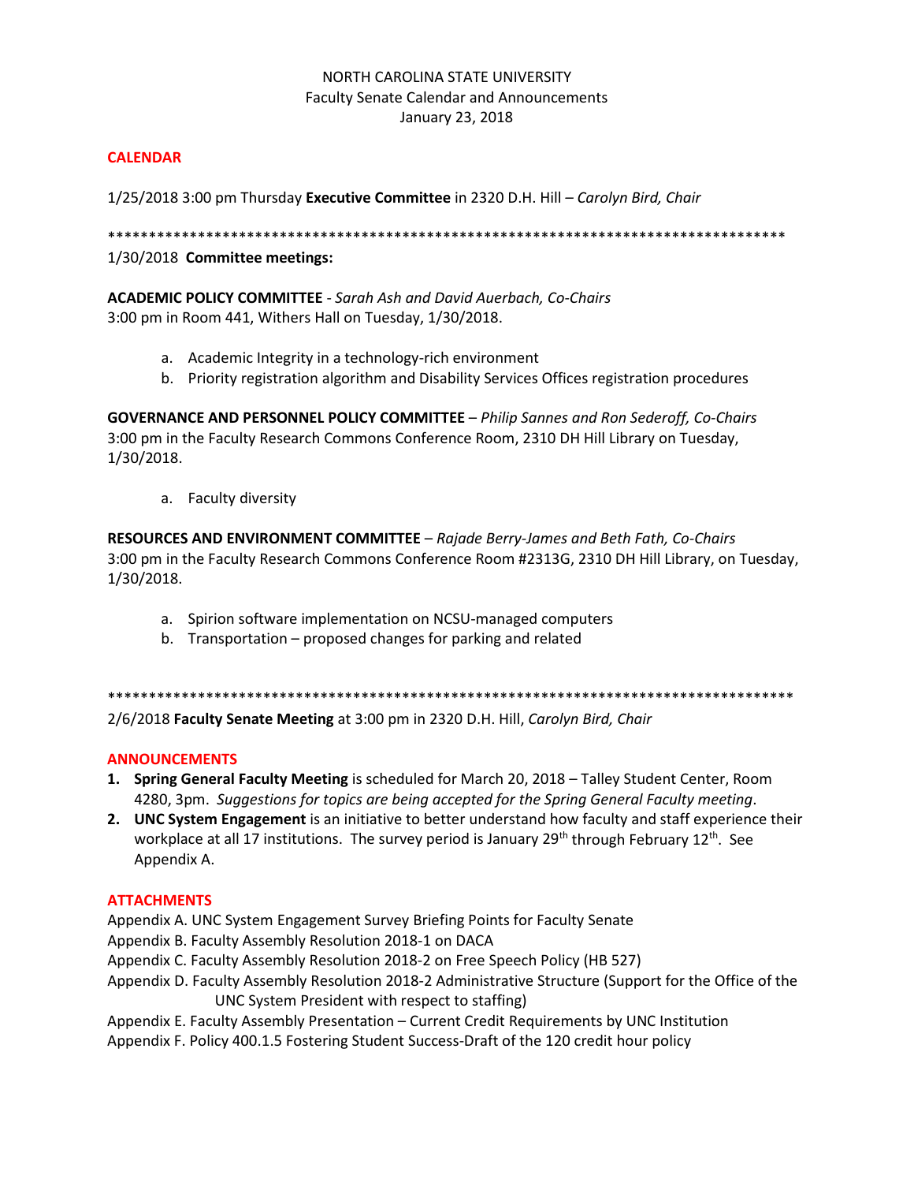NORTH CAROLINA STATE UNIVERSITY
Faculty Senate Calendar and Announcements
January 23, 2018

## CALENDAR

1/25/2018 3:00 pm Thursday **Executive Committee** in 2320 D.H. Hill – *Carolyn Bird, Chair*

*************************************************************************************

1/30/2018 **Committee meetings:**

**ACADEMIC POLICY COMMITTEE** - *Sarah Ash and David Auerbach, Co-Chairs*
3:00 pm in Room 441, Withers Hall on Tuesday, 1/30/2018.

a. Academic Integrity in a technology-rich environment
b. Priority registration algorithm and Disability Services Offices registration procedures

**GOVERNANCE AND PERSONNEL POLICY COMMITTEE** – *Philip Sannes and Ron Sederoff, Co-Chairs*
3:00 pm in the Faculty Research Commons Conference Room, 2310 DH Hill Library on Tuesday, 1/30/2018.

a. Faculty diversity

**RESOURCES AND ENVIRONMENT COMMITTEE** – *Rajade Berry-James and Beth Fath, Co-Chairs*
3:00 pm in the Faculty Research Commons Conference Room #2313G, 2310 DH Hill Library, on Tuesday, 1/30/2018.

a. Spirion software implementation on NCSU-managed computers
b. Transportation – proposed changes for parking and related

*************************************************************************************

2/6/2018 **Faculty Senate Meeting** at 3:00 pm in 2320 D.H. Hill, *Carolyn Bird, Chair*

## ANNOUNCEMENTS

1. **Spring General Faculty Meeting** is scheduled for March 20, 2018 – Talley Student Center, Room 4280, 3pm. *Suggestions for topics are being accepted for the Spring General Faculty meeting*.
2. **UNC System Engagement** is an initiative to better understand how faculty and staff experience their workplace at all 17 institutions. The survey period is January 29th through February 12th. See Appendix A.

## ATTACHMENTS

Appendix A. UNC System Engagement Survey Briefing Points for Faculty Senate
Appendix B. Faculty Assembly Resolution 2018-1 on DACA
Appendix C. Faculty Assembly Resolution 2018-2 on Free Speech Policy (HB 527)
Appendix D. Faculty Assembly Resolution 2018-2 Administrative Structure (Support for the Office of the UNC System President with respect to staffing)
Appendix E. Faculty Assembly Presentation – Current Credit Requirements by UNC Institution
Appendix F. Policy 400.1.5 Fostering Student Success-Draft of the 120 credit hour policy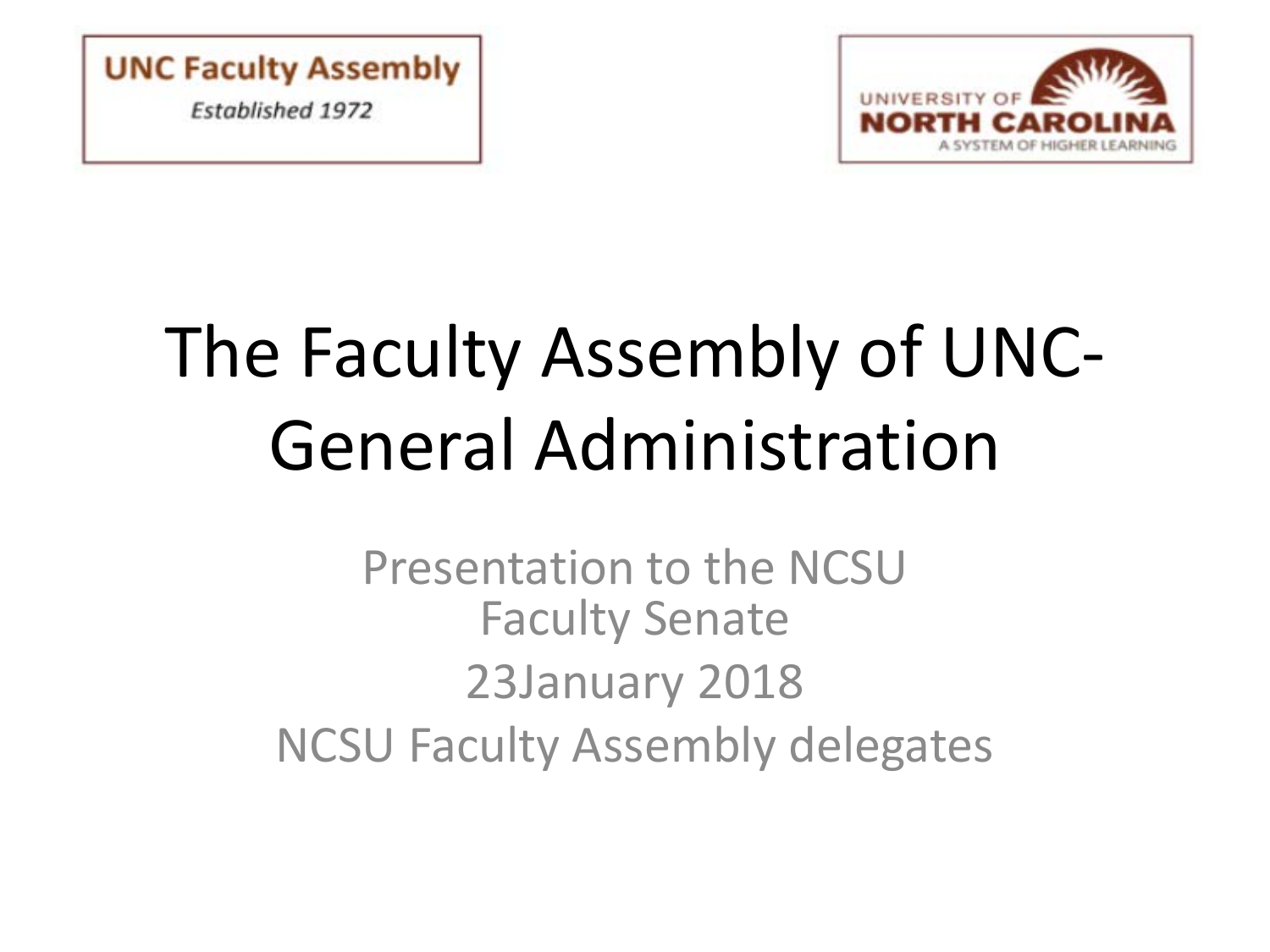UNC Faculty Assembly

*Established 1972*

UNIVERSITY OF NORTH CAROLINA

A SYSTEM OF HIGHER LEARNING

# The Faculty Assembly of UNC-General Administration

Presentation to the NCSU Faculty Senate

23January 2018

NCSU Faculty Assembly delegates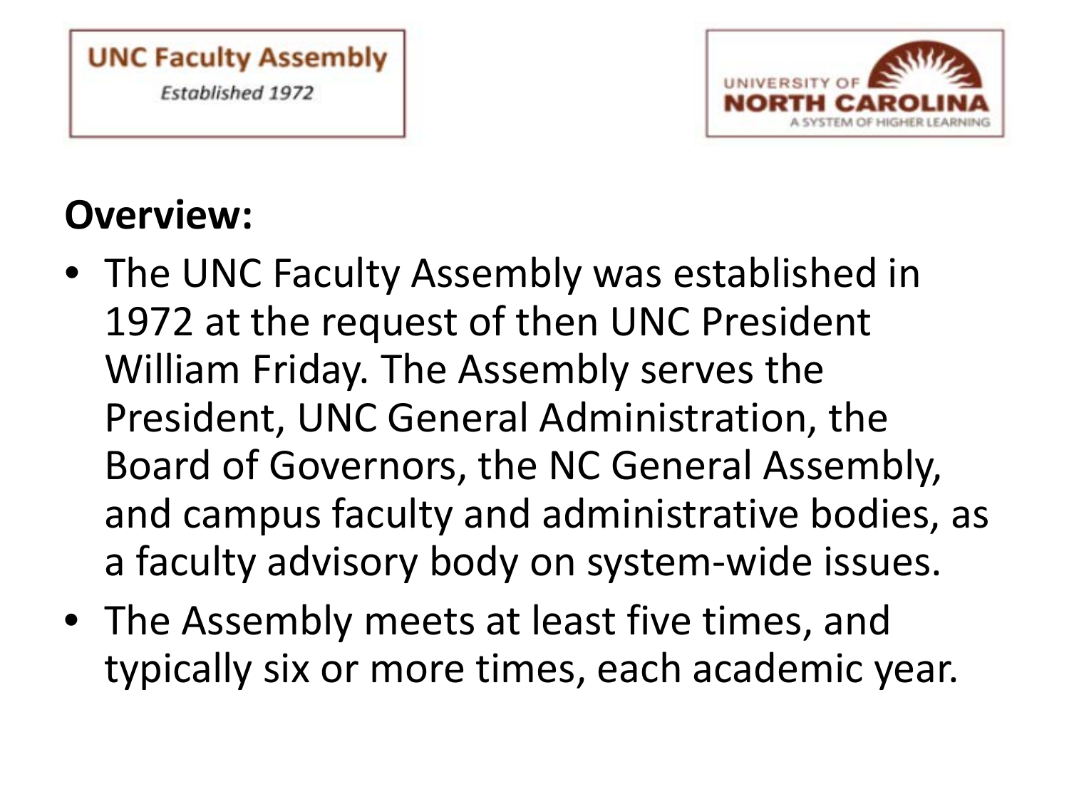UNC Faculty Assembly

*Established 1972*

UNIVERSITY OF NORTH CAROLINA

A SYSTEM OF HIGHER LEARNING

**Overview:**

- The UNC Faculty Assembly was established in 1972 at the request of then UNC President William Friday. The Assembly serves the President, UNC General Administration, the Board of Governors, the NC General Assembly, and campus faculty and administrative bodies, as a faculty advisory body on system-wide issues.
- The Assembly meets at least five times, and typically six or more times, each academic year.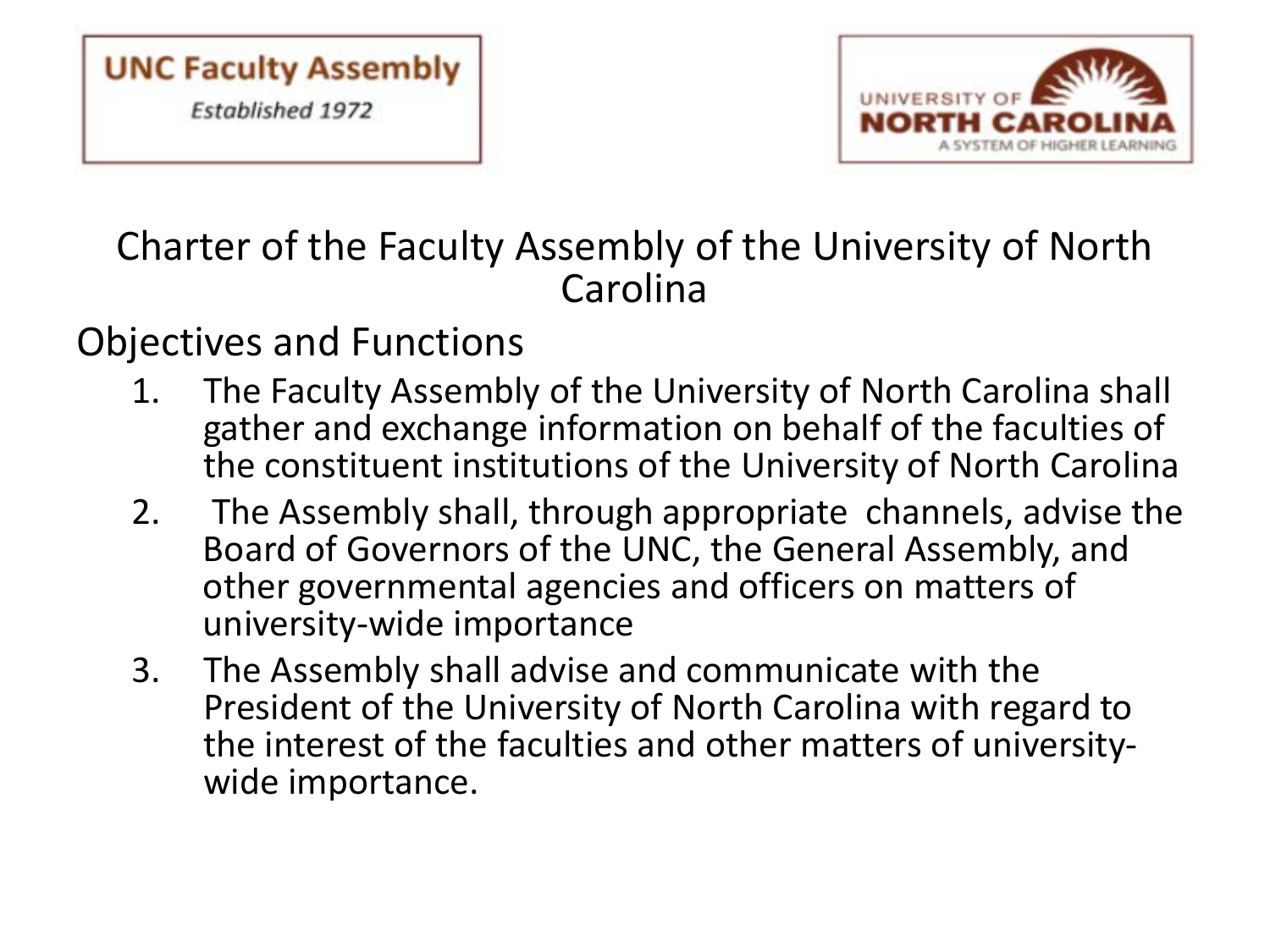UNC Faculty Assembly

*Established 1972*

UNIVERSITY OF NORTH CAROLINA

A SYSTEM OF HIGHER LEARNING

# Charter of the Faculty Assembly of the University of North Carolina

## Objectives and Functions

1. The Faculty Assembly of the University of North Carolina shall gather and exchange information on behalf of the faculties of the constituent institutions of the University of North Carolina
2. The Assembly shall, through appropriate channels, advise the Board of Governors of the UNC, the General Assembly, and other governmental agencies and officers on matters of university-wide importance
3. The Assembly shall advise and communicate with the President of the University of North Carolina with regard to the interest of the faculties and other matters of university-wide importance.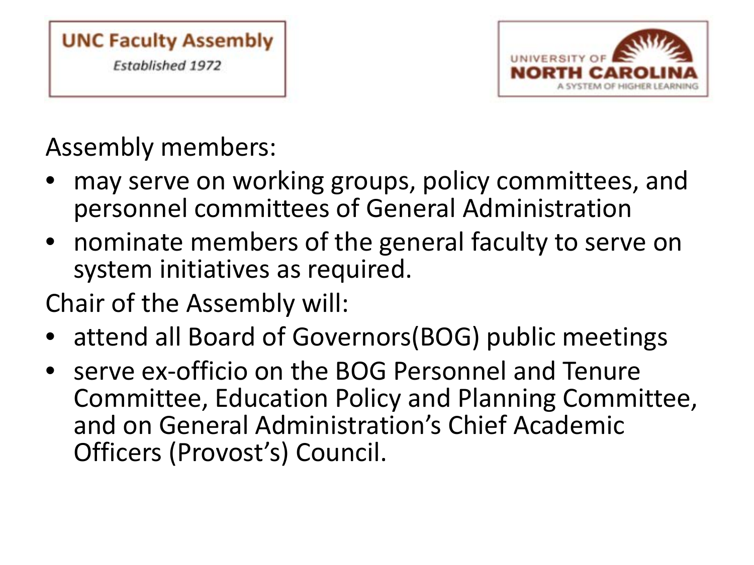**UNC Faculty Assembly**
*Established 1972*

UNIVERSITY OF **NORTH CAROLINA**
A SYSTEM OF HIGHER LEARNING

Assembly members:

- may serve on working groups, policy committees, and personnel committees of General Administration
- nominate members of the general faculty to serve on system initiatives as required.

Chair of the Assembly will:

- attend all Board of Governors(BOG) public meetings
- serve ex-officio on the BOG Personnel and Tenure Committee, Education Policy and Planning Committee, and on General Administration's Chief Academic Officers (Provost's) Council.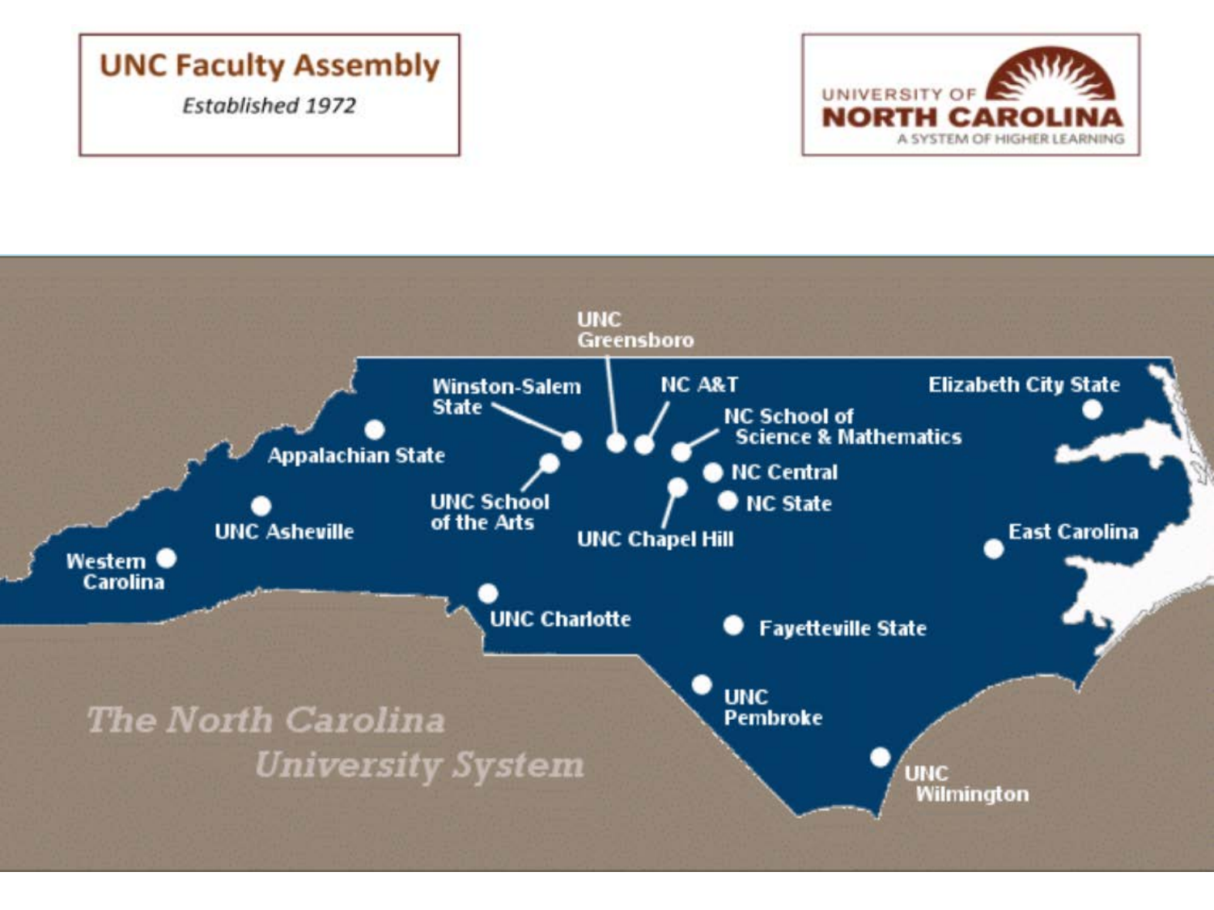**UNC Faculty Assembly**

*Established 1972*

UNIVERSITY OF **NORTH CAROLINA**
A SYSTEM OF HIGHER LEARNING

*The North Carolina University System*

- UNC Greensboro
- Winston-Salem State
- NC A&T
- Elizabeth City State
- NC School of Science & Mathematics
- Appalachian State
- NC Central
- NC State
- UNC School of the Arts
- UNC Chapel Hill
- UNC Asheville
- East Carolina
- Western Carolina
- UNC Charlotte
- Fayetteville State
- UNC Pembroke
- UNC Wilmington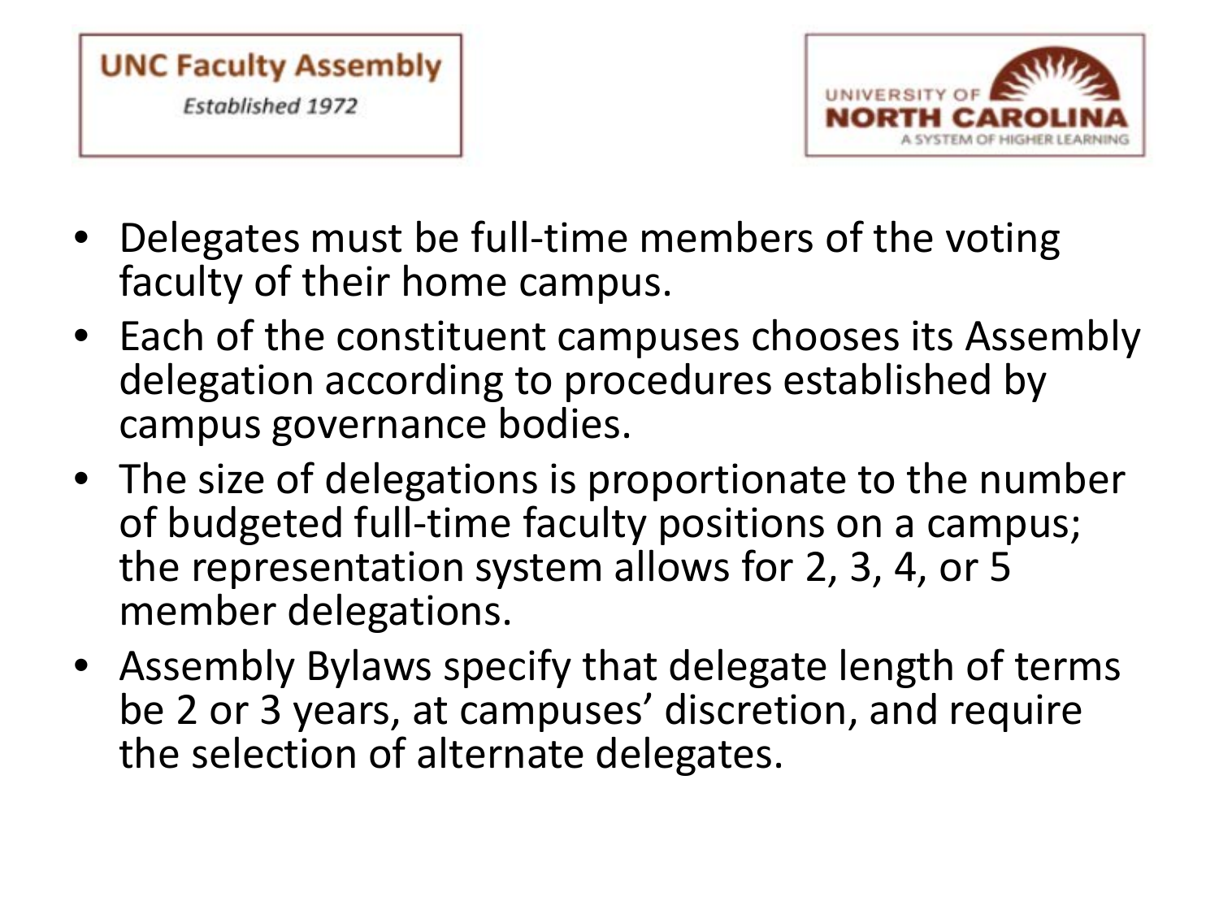UNC Faculty Assembly

*Established 1972*

UNIVERSITY OF NORTH CAROLINA

A SYSTEM OF HIGHER LEARNING

- Delegates must be full-time members of the voting faculty of their home campus.
- Each of the constituent campuses chooses its Assembly delegation according to procedures established by campus governance bodies.
- The size of delegations is proportionate to the number of budgeted full-time faculty positions on a campus; the representation system allows for 2, 3, 4, or 5 member delegations.
- Assembly Bylaws specify that delegate length of terms be 2 or 3 years, at campuses' discretion, and require the selection of alternate delegates.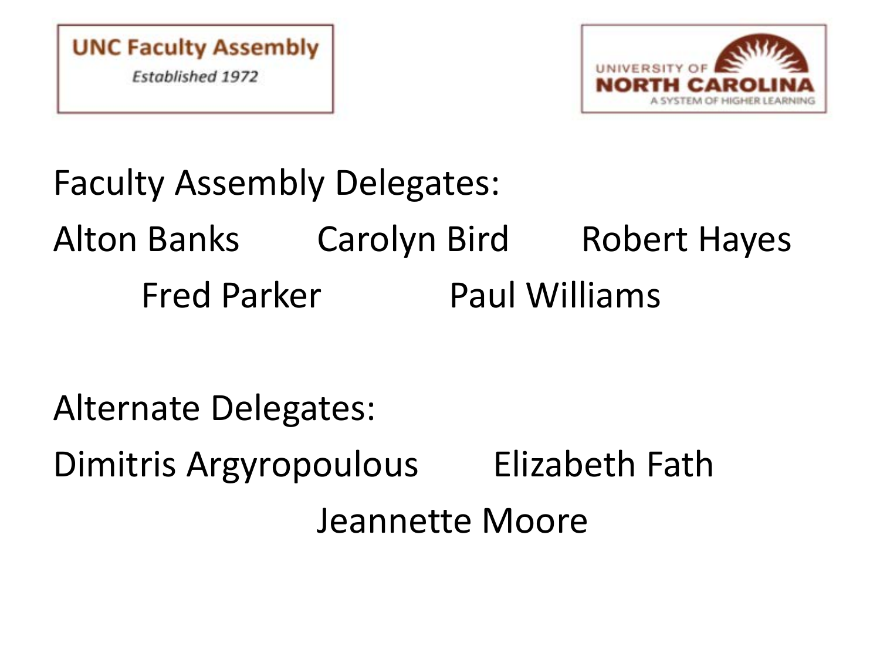UNC Faculty Assembly

*Established 1972*

UNIVERSITY OF NORTH CAROLINA

A SYSTEM OF HIGHER LEARNING

Faculty Assembly Delegates:

Alton Banks Carolyn Bird Robert Hayes Fred Parker Paul Williams

Alternate Delegates:

Dimitris Argyropoulous Elizabeth Fath Jeannette Moore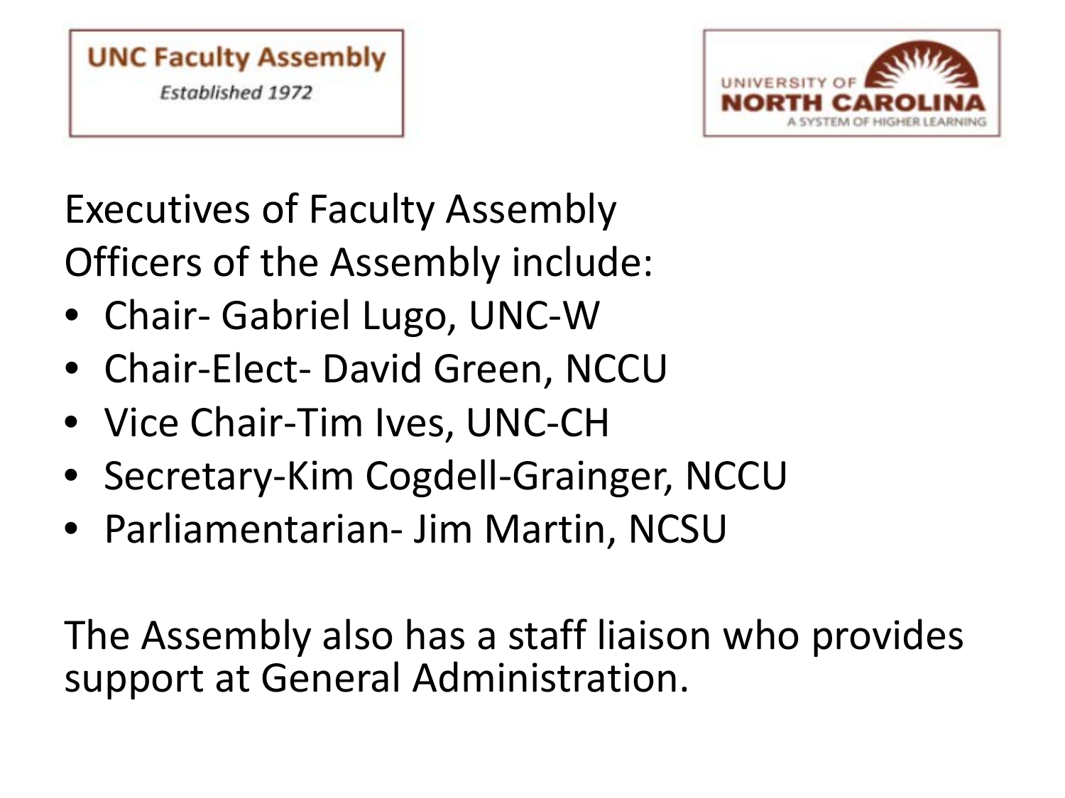UNC Faculty Assembly

*Established 1972*

UNIVERSITY OF NORTH CAROLINA

A SYSTEM OF HIGHER LEARNING

Executives of Faculty Assembly

Officers of the Assembly include:

- Chair- Gabriel Lugo, UNC-W
- Chair-Elect- David Green, NCCU
- Vice Chair-Tim Ives, UNC-CH
- Secretary-Kim Cogdell-Grainger, NCCU
- Parliamentarian- Jim Martin, NCSU

The Assembly also has a staff liaison who provides support at General Administration.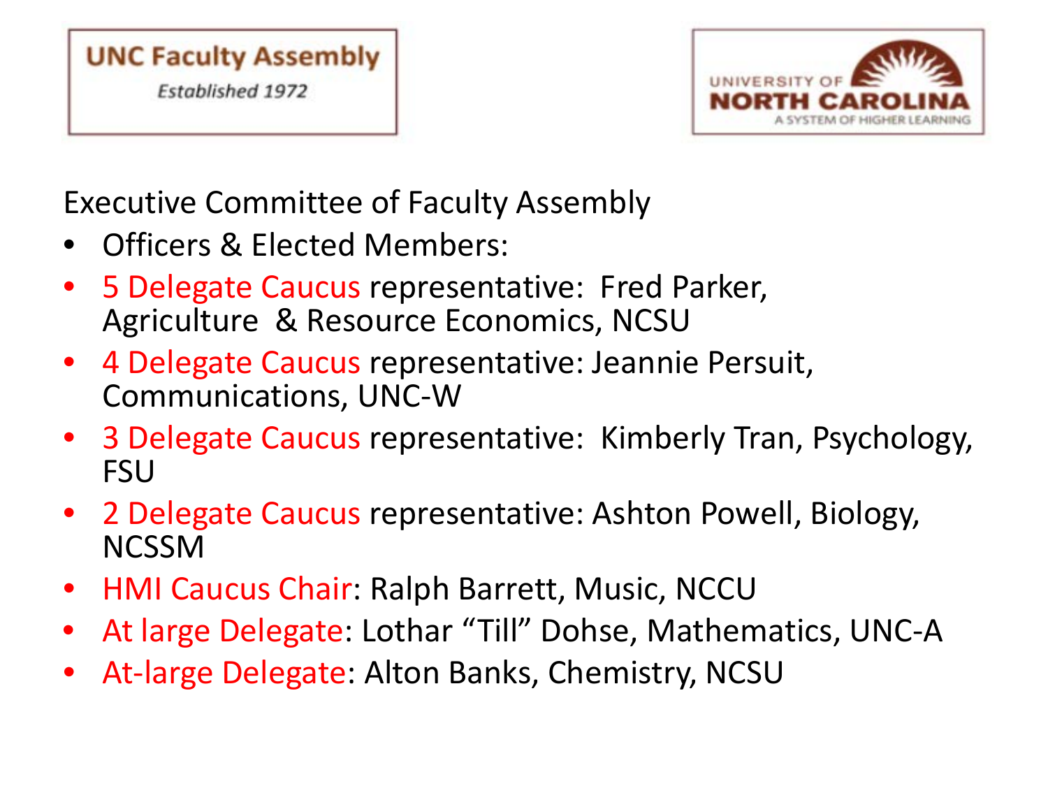UNC Faculty Assembly

*Established 1972*

UNIVERSITY OF NORTH CAROLINA

A SYSTEM OF HIGHER LEARNING

Executive Committee of Faculty Assembly

- Officers & Elected Members:
- 5 Delegate Caucus representative: Fred Parker, Agriculture & Resource Economics, NCSU
- 4 Delegate Caucus representative: Jeannie Persuit, Communications, UNC-W
- 3 Delegate Caucus representative: Kimberly Tran, Psychology, FSU
- 2 Delegate Caucus representative: Ashton Powell, Biology, NCSSM
- HMI Caucus Chair: Ralph Barrett, Music, NCCU
- At large Delegate: Lothar "Till" Dohse, Mathematics, UNC-A
- At-large Delegate: Alton Banks, Chemistry, NCSU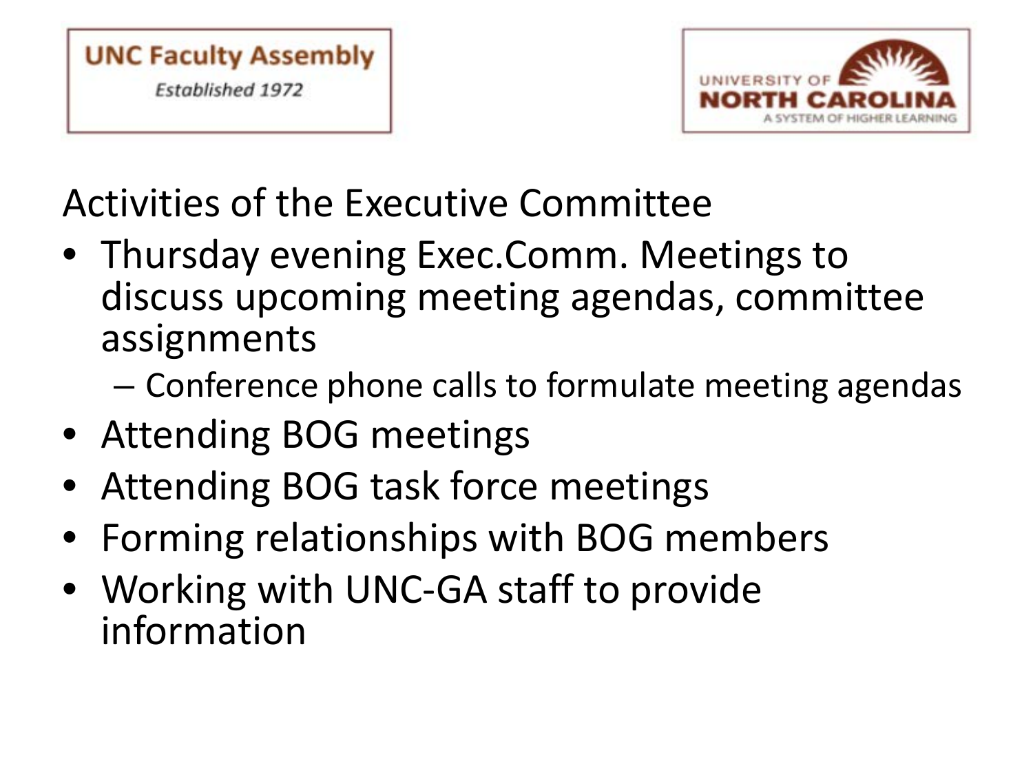UNC Faculty Assembly
*Established 1972*

UNIVERSITY OF NORTH CAROLINA
A SYSTEM OF HIGHER LEARNING

## Activities of the Executive Committee

- Thursday evening Exec.Comm. Meetings to discuss upcoming meeting agendas, committee assignments
  - Conference phone calls to formulate meeting agendas
- Attending BOG meetings
- Attending BOG task force meetings
- Forming relationships with BOG members
- Working with UNC-GA staff to provide information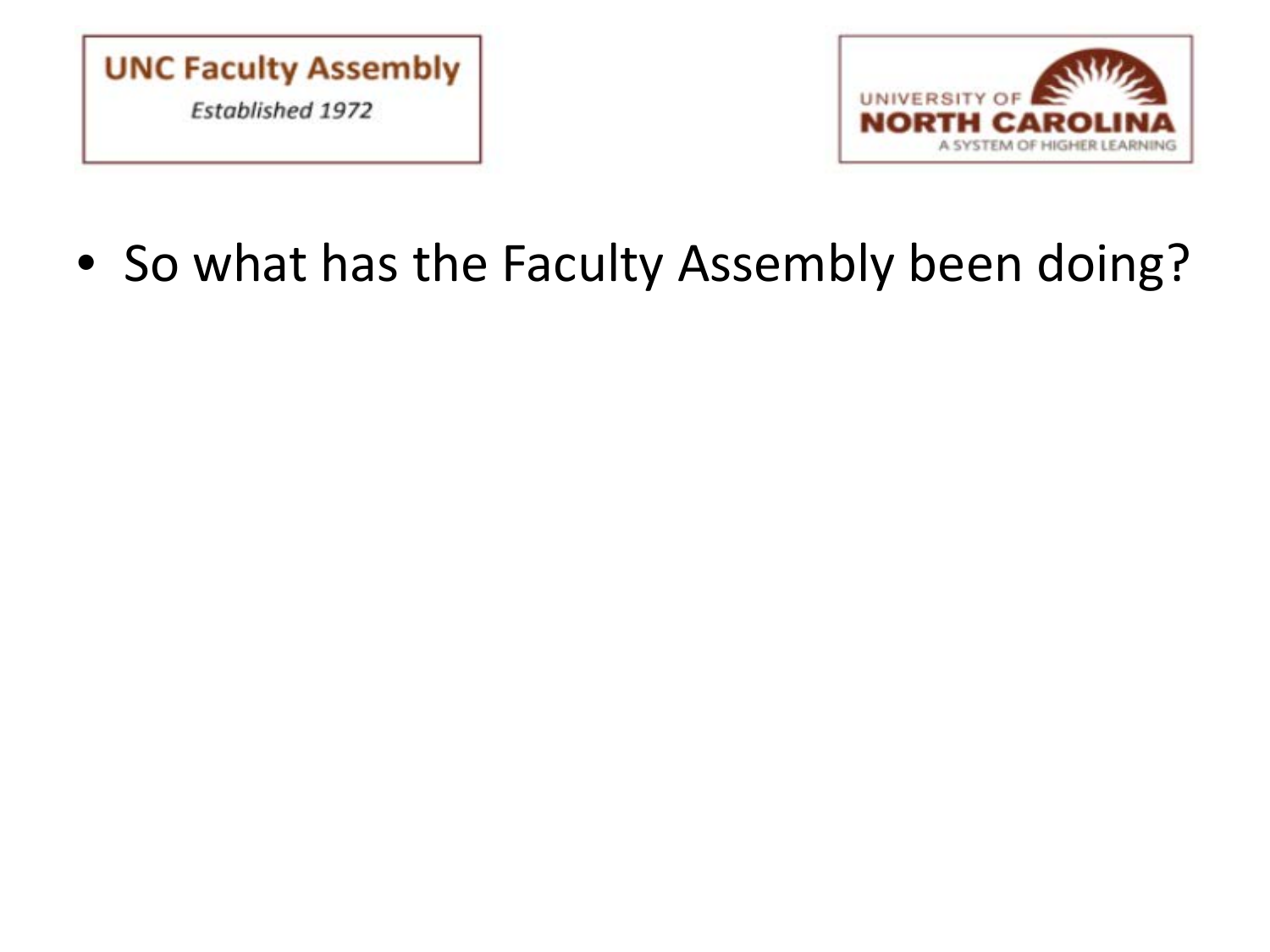**UNC Faculty Assembly**

*Established 1972*

UNIVERSITY OF NORTH CAROLINA
A SYSTEM OF HIGHER LEARNING

- So what has the Faculty Assembly been doing?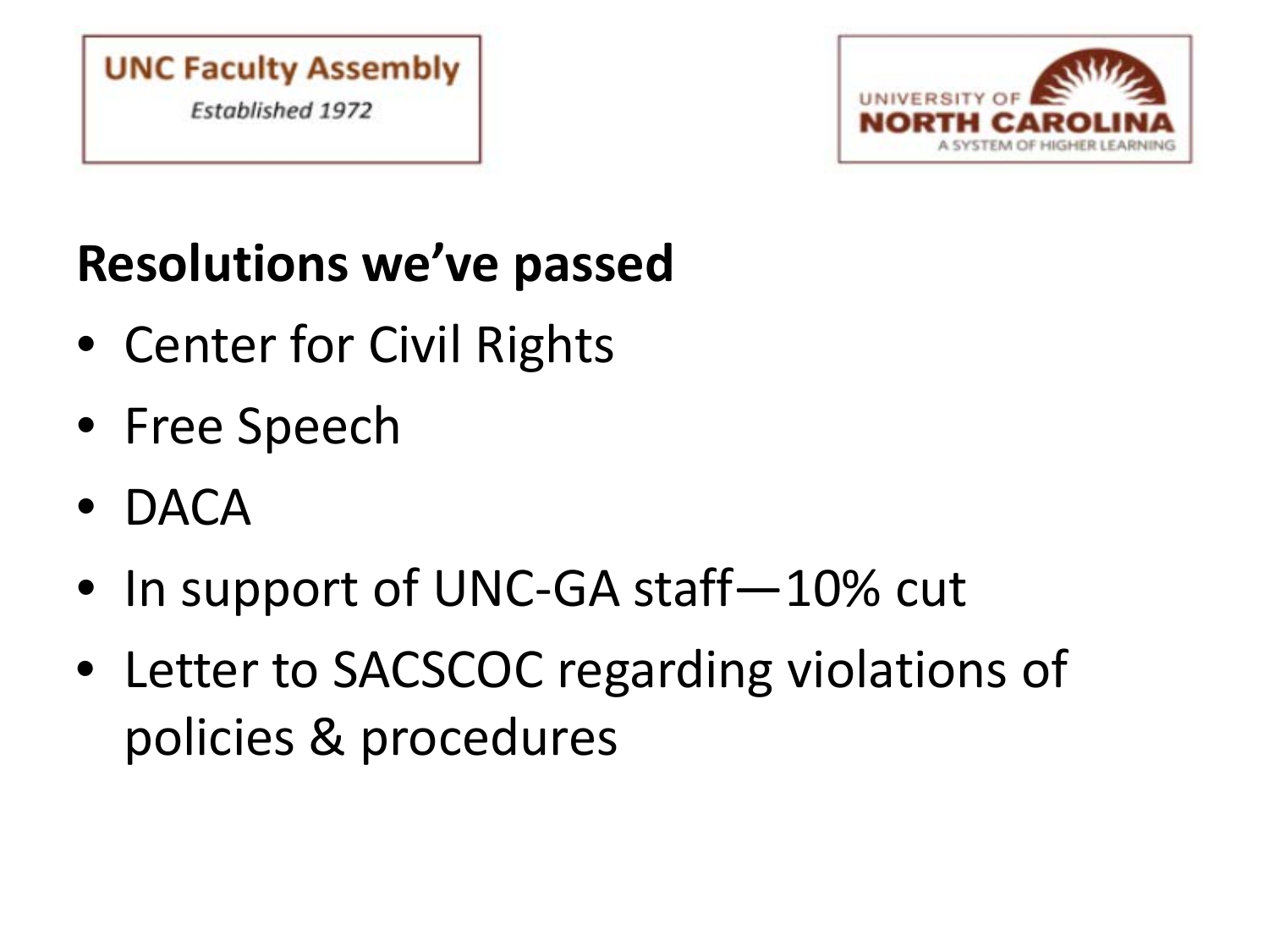UNC Faculty Assembly

*Established 1972*

UNIVERSITY OF NORTH CAROLINA

A SYSTEM OF HIGHER LEARNING

## Resolutions we've passed

- Center for Civil Rights
- Free Speech
- DACA
- In support of UNC-GA staff—10% cut
- Letter to SACSCOC regarding violations of policies & procedures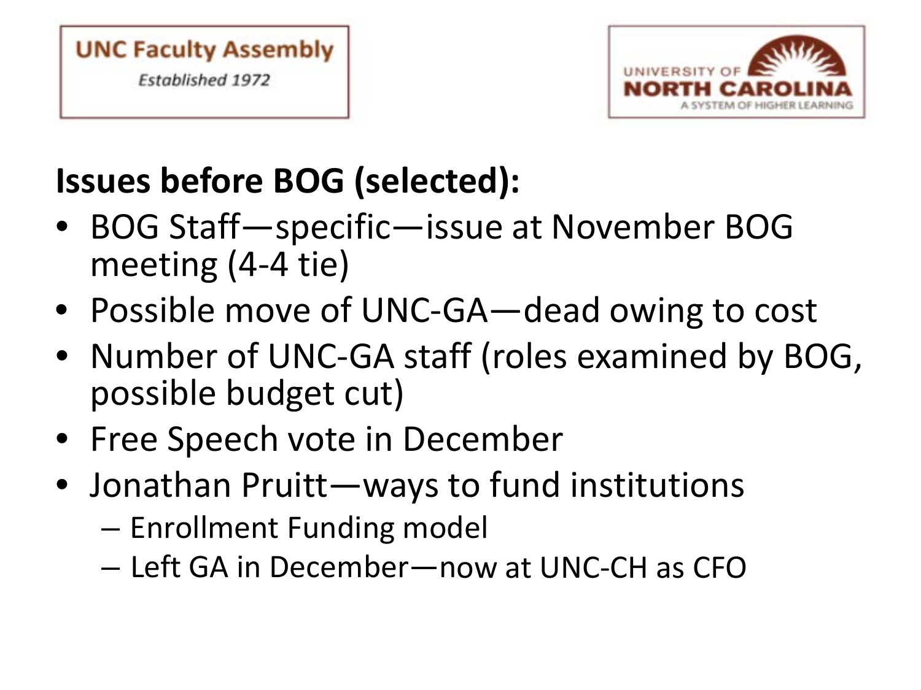UNC Faculty Assembly

*Established 1972*

UNIVERSITY OF NORTH CAROLINA

A SYSTEM OF HIGHER LEARNING

## Issues before BOG (selected):

- BOG Staff—specific—issue at November BOG meeting (4-4 tie)
- Possible move of UNC-GA—dead owing to cost
- Number of UNC-GA staff (roles examined by BOG, possible budget cut)
- Free Speech vote in December
- Jonathan Pruitt—ways to fund institutions
  - Enrollment Funding model
  - Left GA in December—now at UNC-CH as CFO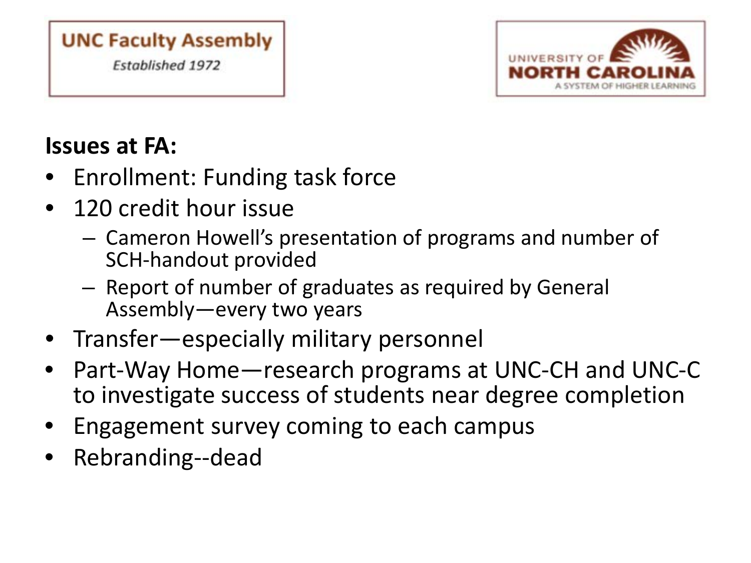UNC Faculty Assembly

*Established 1972*

UNIVERSITY OF NORTH CAROLINA

A SYSTEM OF HIGHER LEARNING

**Issues at FA:**

- Enrollment: Funding task force
- 120 credit hour issue
  - Cameron Howell's presentation of programs and number of SCH-handout provided
  - Report of number of graduates as required by General Assembly—every two years
- Transfer—especially military personnel
- Part-Way Home—research programs at UNC-CH and UNC-C to investigate success of students near degree completion
- Engagement survey coming to each campus
- Rebranding--dead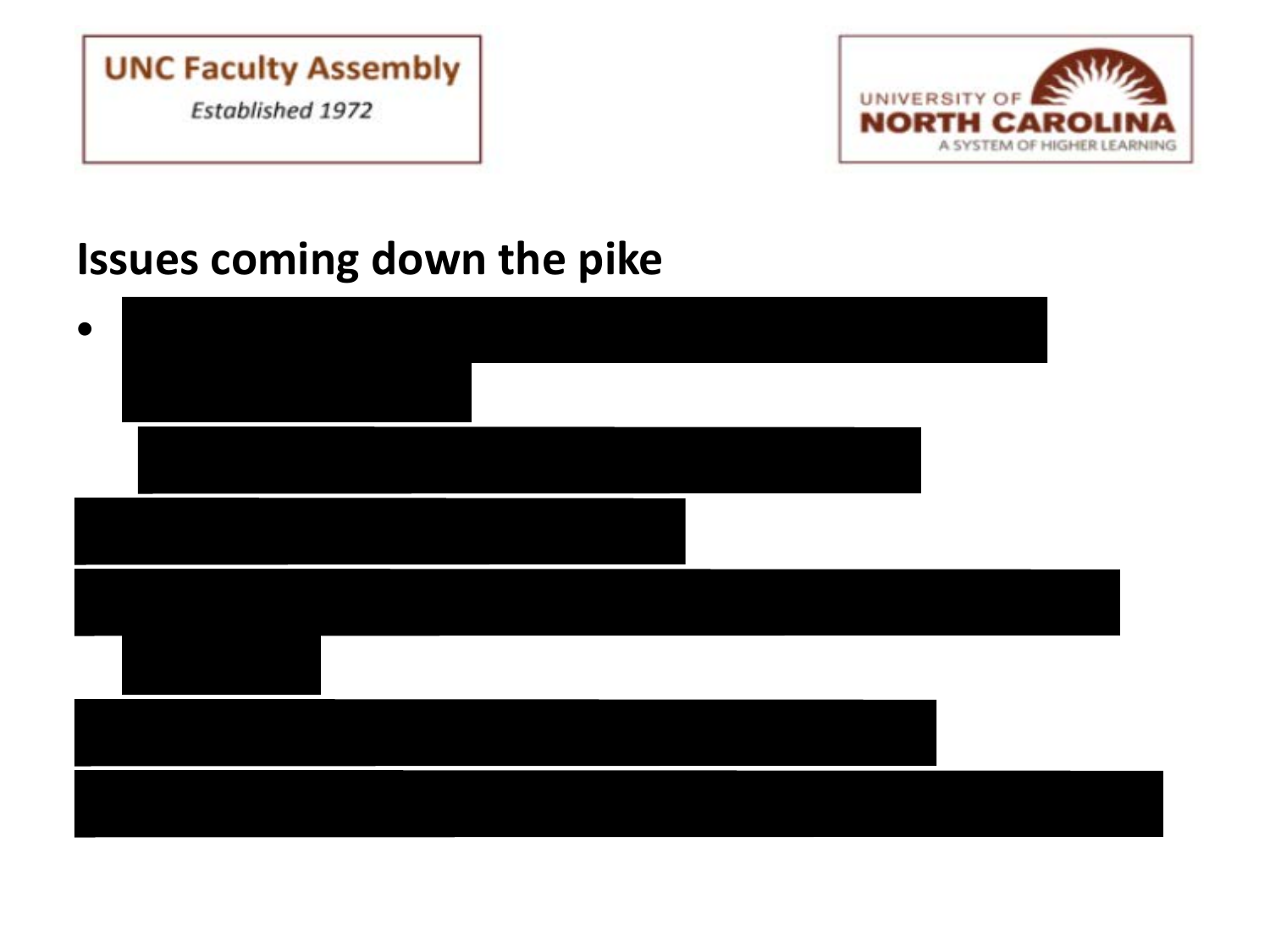UNC Faculty Assembly

*Established 1972*

UNIVERSITY OF NORTH CAROLINA

A SYSTEM OF HIGHER LEARNING

# Issues coming down the pike

-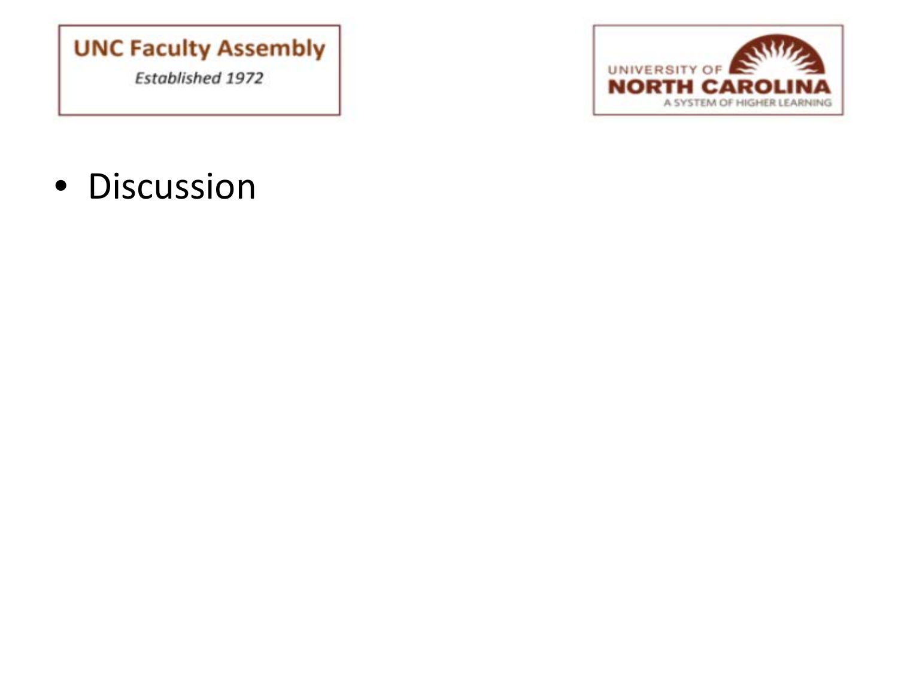- Discussion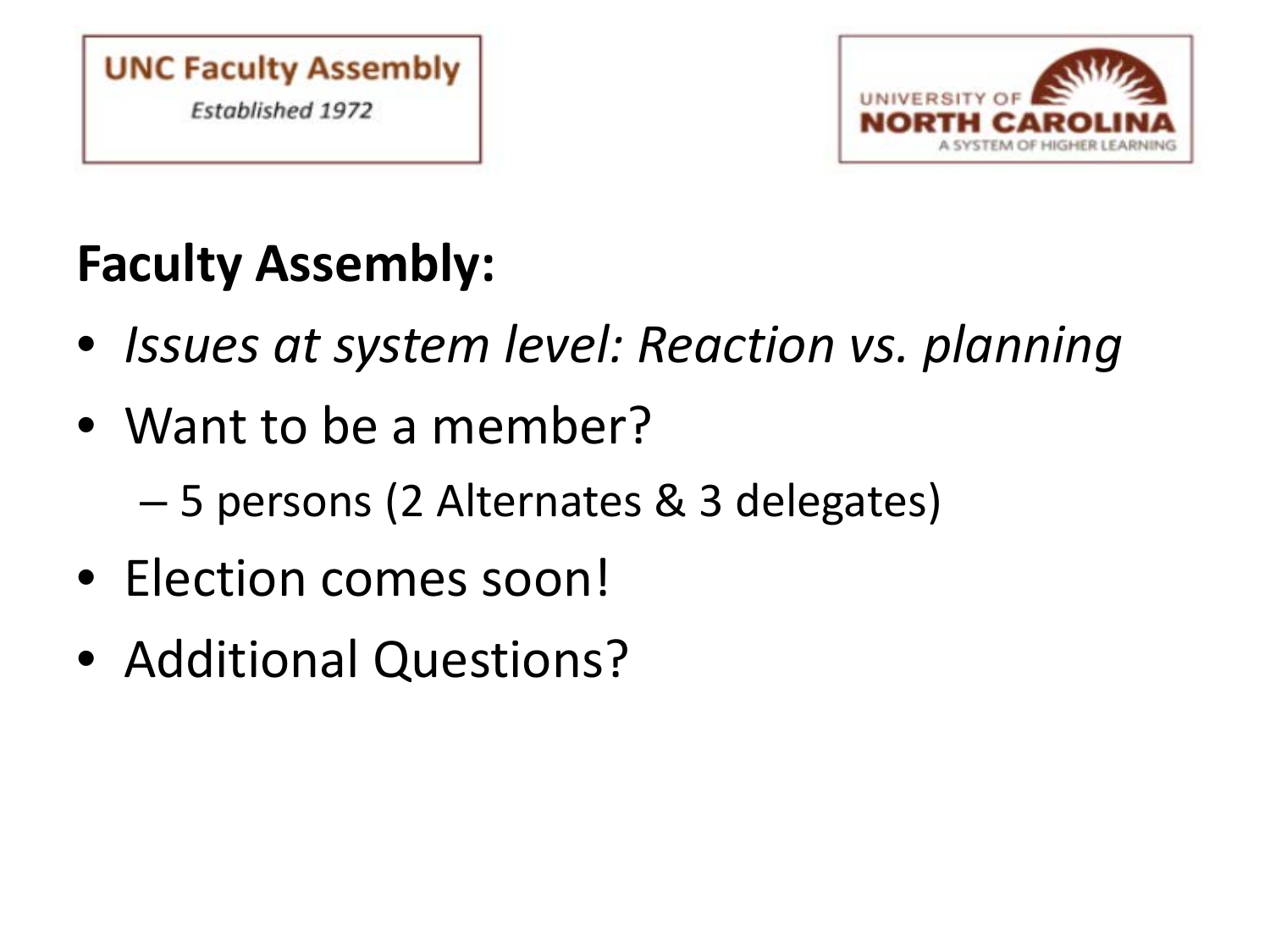UNC Faculty Assembly

*Established 1972*

UNIVERSITY OF NORTH CAROLINA

A SYSTEM OF HIGHER LEARNING

**Faculty Assembly:**

- *Issues at system level: Reaction vs. planning*
- Want to be a member?
  - 5 persons (2 Alternates & 3 delegates)
- Election comes soon!
- Additional Questions?